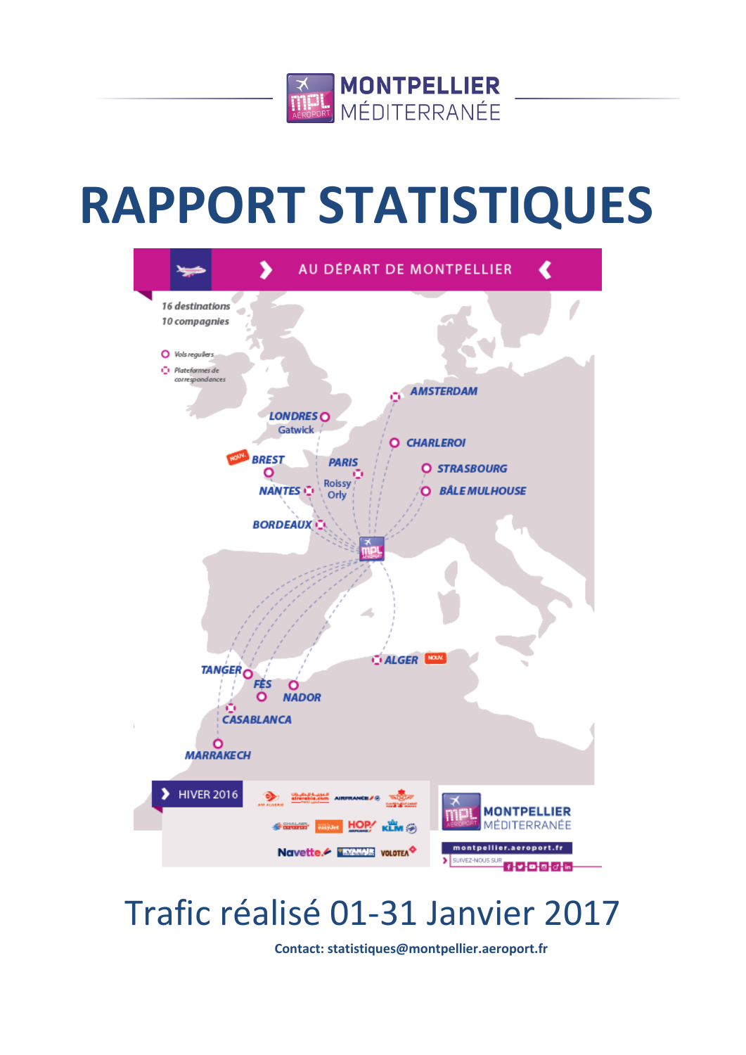MONTPELLIER MÉDITERRANÉE

# RAPPORT STATISTIQUES

AU DÉPART DE MONTPELLIER

16 destinations
10 compagnies

Vols reguliers
Plateformes de correspondances

AMSTERDAM
LONDRES Gatwick
CHARLEROI
BREST
PARIS Roissy Orly
STRASBOURG
NANTES
BÂLE MULHOUSE
BORDEAUX
ALGER
TANGER
FÈS
NADOR
CASABLANCA
MARRAKECH

HIVER 2016

montpellier.aeroport.fr

## Trafic réalisé 01-31 Janvier 2017

**Contact: statistiques@montpellier.aeroport.fr**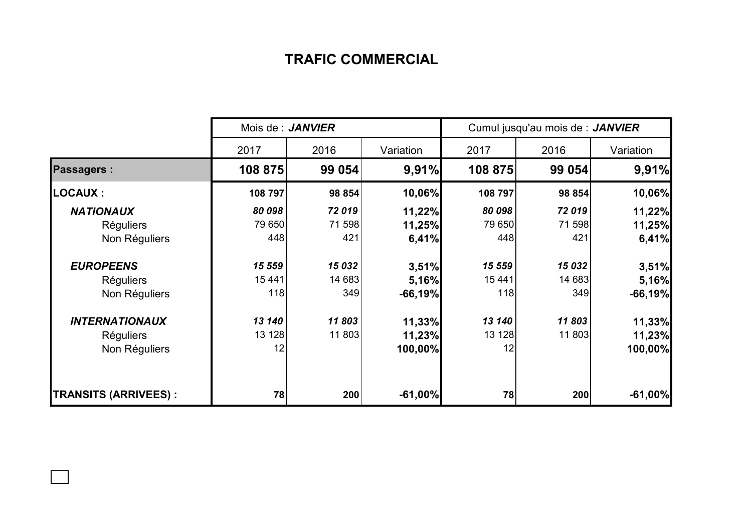# TRAFIC COMMERCIAL

| | Mois de : ***JANVIER*** | | | Cumul jusqu'au mois de : ***JANVIER*** | | |
|---|---|---|---|---|---|---|
| | 2017 | 2016 | Variation | 2017 | 2016 | Variation |
| **Passagers :** | **108 875** | **99 054** | **9,91%** | **108 875** | **99 054** | **9,91%** |
| **LOCAUX :** | **108 797** | **98 854** | **10,06%** | **108 797** | **98 854** | **10,06%** |
| ***NATIONAUX*** | ***80 098*** | ***72 019*** | **11,22%** | ***80 098*** | ***72 019*** | **11,22%** |
| Réguliers | 79 650 | 71 598 | **11,25%** | 79 650 | 71 598 | **11,25%** |
| Non Réguliers | 448 | 421 | **6,41%** | 448 | 421 | **6,41%** |
| ***EUROPEENS*** | ***15 559*** | ***15 032*** | **3,51%** | ***15 559*** | ***15 032*** | **3,51%** |
| Réguliers | 15 441 | 14 683 | **5,16%** | 15 441 | 14 683 | **5,16%** |
| Non Réguliers | 118 | 349 | **-66,19%** | 118 | 349 | **-66,19%** |
| ***INTERNATIONAUX*** | ***13 140*** | ***11 803*** | **11,33%** | ***13 140*** | ***11 803*** | **11,33%** |
| Réguliers | 13 128 | 11 803 | **11,23%** | 13 128 | 11 803 | **11,23%** |
| Non Réguliers | 12 | | **100,00%** | 12 | | **100,00%** |
| **TRANSITS (ARRIVEES) :** | **78** | **200** | **-61,00%** | **78** | **200** | **-61,00%** |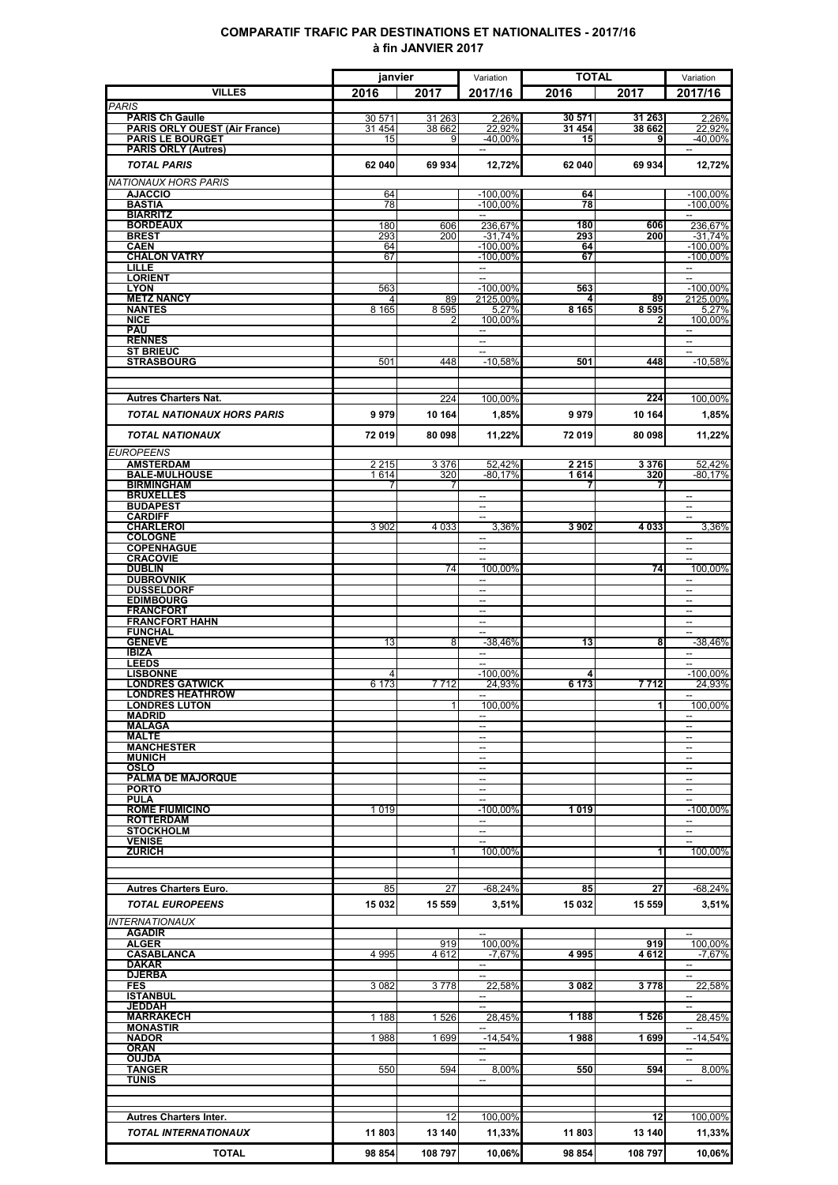## COMPARATIF TRAFIC PAR DESTINATIONS ET NATIONALITES - 2017/16
## à fin JANVIER 2017

| VILLES | janvier 2016 | janvier 2017 | Variation 2017/16 | TOTAL 2016 | TOTAL 2017 | Variation 2017/16 |
|---|---|---|---|---|---|---|
| *PARIS* | | | | | | |
| **PARIS Ch Gaulle** | 30 571 | 31 263 | 2,26% | **30 571** | **31 263** | 2,26% |
| **PARIS ORLY OUEST (Air France)** | 31 454 | 38 662 | 22,92% | **31 454** | **38 662** | 22,92% |
| **PARIS LE BOURGET** | 15 | 9 | -40,00% | **15** | **9** | -40,00% |
| **PARIS ORLY (Autres)** | | | -- | | | -- |
| ***TOTAL PARIS*** | **62 040** | **69 934** | **12,72%** | **62 040** | **69 934** | **12,72%** |
| *NATIONAUX HORS PARIS* | | | | | | |
| **AJACCIO** | 64 | | -100,00% | **64** | | -100,00% |
| **BASTIA** | 78 | | -100,00% | **78** | | -100,00% |
| **BIARRITZ** | | | -- | | | -- |
| **BORDEAUX** | 180 | 606 | 236,67% | **180** | **606** | 236,67% |
| **BREST** | 293 | 200 | -31,74% | **293** | **200** | -31,74% |
| **CAEN** | 64 | | -100,00% | **64** | | -100,00% |
| **CHALON VATRY** | 67 | | -100,00% | **67** | | -100,00% |
| **LILLE** | | | -- | | | -- |
| **LORIENT** | | | -- | | | -- |
| **LYON** | 563 | | -100,00% | **563** | | -100,00% |
| **METZ NANCY** | 4 | 89 | 2125,00% | **4** | **89** | 2125,00% |
| **NANTES** | 8 165 | 8 595 | 5,27% | **8 165** | **8 595** | 5,27% |
| **NICE** | | 2 | 100,00% | | **2** | 100,00% |
| **PAU** | | | -- | | | -- |
| **RENNES** | | | -- | | | -- |
| **ST BRIEUC** | | | -- | | | -- |
| **STRASBOURG** | 501 | 448 | -10,58% | **501** | **448** | -10,58% |
| **Autres Charters Nat.** | | 224 | 100,00% | | **224** | 100,00% |
| ***TOTAL NATIONAUX HORS PARIS*** | **9 979** | **10 164** | **1,85%** | **9 979** | **10 164** | **1,85%** |
| ***TOTAL NATIONAUX*** | **72 019** | **80 098** | **11,22%** | **72 019** | **80 098** | **11,22%** |
| *EUROPEENS* | | | | | | |
| **AMSTERDAM** | 2 215 | 3 376 | 52,42% | **2 215** | **3 376** | 52,42% |
| **BALE-MULHOUSE** | 1 614 | 320 | -80,17% | **1 614** | **320** | -80,17% |
| **BIRMINGHAM** | 7 | 7 | | **7** | **7** | |
| **BRUXELLES** | | | -- | | | -- |
| **BUDAPEST** | | | -- | | | -- |
| **CARDIFF** | | | -- | | | -- |
| **CHARLEROI** | 3 902 | 4 033 | 3,36% | **3 902** | **4 033** | 3,36% |
| **COLOGNE** | | | -- | | | -- |
| **COPENHAGUE** | | | -- | | | -- |
| **CRACOVIE** | | | -- | | | -- |
| **DUBLIN** | | 74 | 100,00% | | **74** | 100,00% |
| **DUBROVNIK** | | | -- | | | -- |
| **DUSSELDORF** | | | -- | | | -- |
| **EDIMBOURG** | | | -- | | | -- |
| **FRANCFORT** | | | -- | | | -- |
| **FRANCFORT HAHN** | | | -- | | | -- |
| **FUNCHAL** | | | -- | | | -- |
| **GENEVE** | 13 | 8 | -38,46% | **13** | **8** | -38,46% |
| **IBIZA** | | | -- | | | -- |
| **LEEDS** | | | -- | | | -- |
| **LISBONNE** | 4 | | -100,00% | **4** | | -100,00% |
| **LONDRES GATWICK** | 6 173 | 7 712 | 24,93% | **6 173** | **7 712** | 24,93% |
| **LONDRES HEATHROW** | | | -- | | | -- |
| **LONDRES LUTON** | | 1 | 100,00% | | **1** | 100,00% |
| **MADRID** | | | -- | | | -- |
| **MALAGA** | | | -- | | | -- |
| **MALTE** | | | -- | | | -- |
| **MANCHESTER** | | | -- | | | -- |
| **MUNICH** | | | -- | | | -- |
| **OSLO** | | | -- | | | -- |
| **PALMA DE MAJORQUE** | | | -- | | | -- |
| **PORTO** | | | -- | | | -- |
| **PULA** | | | -- | | | -- |
| **ROME FIUMICINO** | 1 019 | | -100,00% | **1 019** | | -100,00% |
| **ROTTERDAM** | | | -- | | | -- |
| **STOCKHOLM** | | | -- | | | -- |
| **VENISE** | | | -- | | | -- |
| **ZURICH** | | 1 | 100,00% | | **1** | 100,00% |
| **Autres Charters Euro.** | 85 | 27 | -68,24% | **85** | **27** | -68,24% |
| ***TOTAL EUROPEENS*** | **15 032** | **15 559** | **3,51%** | **15 032** | **15 559** | **3,51%** |
| *INTERNATIONAUX* | | | | | | |
| **AGADIR** | | | -- | | | -- |
| **ALGER** | | 919 | 100,00% | | **919** | 100,00% |
| **CASABLANCA** | 4 995 | 4 612 | -7,67% | **4 995** | **4 612** | -7,67% |
| **DAKAR** | | | -- | | | -- |
| **DJERBA** | | | -- | | | -- |
| **FES** | 3 082 | 3 778 | 22,58% | **3 082** | **3 778** | 22,58% |
| **ISTANBUL** | | | -- | | | -- |
| **JEDDAH** | | | -- | | | -- |
| **MARRAKECH** | 1 188 | 1 526 | 28,45% | **1 188** | **1 526** | 28,45% |
| **MONASTIR** | | | -- | | | -- |
| **NADOR** | 1 988 | 1 699 | -14,54% | **1 988** | **1 699** | -14,54% |
| **ORAN** | | | -- | | | -- |
| **OUJDA** | | | -- | | | -- |
| **TANGER** | 550 | 594 | 8,00% | **550** | **594** | 8,00% |
| **TUNIS** | | | -- | | | -- |
| **Autres Charters Inter.** | | 12 | 100,00% | | **12** | 100,00% |
| ***TOTAL INTERNATIONAUX*** | **11 803** | **13 140** | **11,33%** | **11 803** | **13 140** | **11,33%** |
| **TOTAL** | **98 854** | **108 797** | **10,06%** | **98 854** | **108 797** | **10,06%** |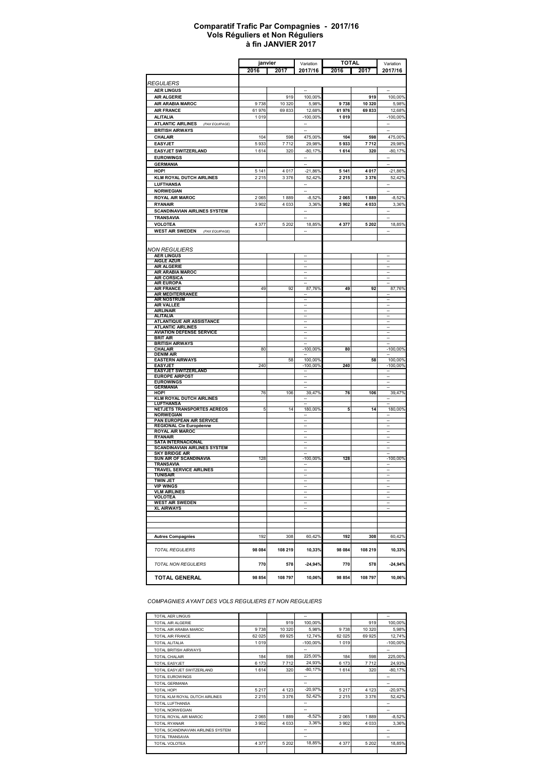# Comparatif Trafic Par Compagnies - 2017/16
## Vols Réguliers et Non Réguliers
## à fin JANVIER 2017

| | janvier | | Variation | TOTAL | | Variation |
|---|---|---|---|---|---|---|
| | 2016 | 2017 | 2017/16 | 2016 | 2017 | 2017/16 |
| *REGULIERS* | | | | | | |
| AER LINGUS | | | -- | | | -- |
| AIR ALGERIE | | 919 | 100,00% | | 919 | 100,00% |
| AIR ARABIA MAROC | 9 738 | 10 320 | 5,98% | 9 738 | 10 320 | 5,98% |
| AIR FRANCE | 61 976 | 69 833 | 12,68% | 61 976 | 69 833 | 12,68% |
| ALITALIA | 1 019 | | -100,00% | 1 019 | | -100,00% |
| ATLANTIC AIRLINES *(PAX EQUIPAGE)* | | | -- | | | -- |
| BRITISH AIRWAYS | | | -- | | | -- |
| CHALAIR | 104 | 598 | 475,00% | 104 | 598 | 475,00% |
| EASYJET | 5 933 | 7 712 | 29,98% | 5 933 | 7 712 | 29,98% |
| EASYJET SWITZERLAND | 1 614 | 320 | -80,17% | 1 614 | 320 | -80,17% |
| EUROWINGS | | | -- | | | -- |
| GERMANIA | | | -- | | | -- |
| HOP! | 5 141 | 4 017 | -21,86% | 5 141 | 4 017 | -21,86% |
| KLM ROYAL DUTCH AIRLINES | 2 215 | 3 376 | 52,42% | 2 215 | 3 376 | 52,42% |
| LUFTHANSA | | | -- | | | -- |
| NORWEGIAN | | | -- | | | -- |
| ROYAL AIR MAROC | 2 065 | 1 889 | -8,52% | 2 065 | 1 889 | -8,52% |
| RYANAIR | 3 902 | 4 033 | 3,36% | 3 902 | 4 033 | 3,36% |
| SCANDINAVIAN AIRLINES SYSTEM | | | -- | | | -- |
| TRANSAVIA | | | -- | | | -- |
| VOLOTEA | 4 377 | 5 202 | 18,85% | 4 377 | 5 202 | 18,85% |
| WEST AIR SWEDEN *(PAX EQUIPAGE)* | | | -- | | | -- |
| *NON REGULIERS* | | | | | | |
| AER LINGUS | | | -- | | | -- |
| AIGLE AZUR | | | -- | | | -- |
| AIR ALGERIE | | | -- | | | -- |
| AIR ARABIA MAROC | | | -- | | | -- |
| AIR CORSICA | | | -- | | | -- |
| AIR EUROPA | | | -- | | | -- |
| AIR FRANCE | 49 | 92 | 87,76% | 49 | 92 | 87,76% |
| AIR MEDITERRANEE | | | -- | | | -- |
| AIR NOSTRUM | | | -- | | | -- |
| AIR VALLEE | | | -- | | | -- |
| AIRLINAIR | | | -- | | | -- |
| ALITALIA | | | -- | | | -- |
| ATLANTIQUE AIR ASSISTANCE | | | -- | | | -- |
| ATLANTIC AIRLINES | | | -- | | | -- |
| AVIATION DEFENSE SERVICE | | | -- | | | -- |
| BRIT AIR | | | -- | | | -- |
| BRITISH AIRWAYS | | | -- | | | -- |
| CHALAIR | 80 | | -100,00% | 80 | | -100,00% |
| DENIM AIR | | | -- | | | -- |
| EASTERN AIRWAYS | | 58 | 100,00% | | 58 | 100,00% |
| EASYJET | 240 | | -100,00% | 240 | | -100,00% |
| EASYJET SWITZERLAND | | | -- | | | -- |
| EUROPE AIRPOST | | | -- | | | -- |
| EUROWINGS | | | -- | | | -- |
| GERMANIA | | | -- | | | -- |
| HOP! | 76 | 106 | 39,47% | 76 | 106 | 39,47% |
| KLM ROYAL DUTCH AIRLINES | | | -- | | | -- |
| LUFTHANSA | | | -- | | | -- |
| NETJETS TRANSPORTES AEREOS | 5 | 14 | 180,00% | 5 | 14 | 180,00% |
| NORWEGIAN | | | -- | | | -- |
| PAN EUROPEAN AIR SERVICE | | | -- | | | -- |
| REGIONAL Cie Européenne | | | -- | | | -- |
| ROYAL AIR MAROC | | | -- | | | -- |
| RYANAIR | | | -- | | | -- |
| SATA INTERNACIONAL | | | -- | | | -- |
| SCANDINAVIAN AIRLINES SYSTEM | | | -- | | | -- |
| SKY BRIDGE AIR | | | -- | | | -- |
| SUN AIR OF SCANDINAVIA | 128 | | -100,00% | 128 | | -100,00% |
| TRANSAVIA | | | -- | | | -- |
| TRAVEL SERVICE AIRLINES | | | -- | | | -- |
| TUNISAIR | | | -- | | | -- |
| TWIN JET | | | -- | | | -- |
| VIP WINGS | | | -- | | | -- |
| VLM AIRLINES | | | -- | | | -- |
| VOLOTEA | | | -- | | | -- |
| WEST AIR SWEDEN | | | -- | | | -- |
| XL AIRWAYS | | | -- | | | -- |
| **Autres Compagnies** | 192 | 308 | 60,42% | 192 | 308 | 60,42% |
| *TOTAL REGULIERS* | **98 084** | **108 219** | **10,33%** | **98 084** | **108 219** | **10,33%** |
| *TOTAL NON REGULIERS* | **770** | **578** | **-24,94%** | **770** | **578** | **-24,94%** |
| **TOTAL GENERAL** | **98 854** | **108 797** | **10,06%** | **98 854** | **108 797** | **10,06%** |

*COMPAGNIES AYANT DES VOLS REGULIERS ET NON REGULIERS*

| | | | | | | |
|---|---|---|---|---|---|---|
| TOTAL AER LINGUS | | | -- | | | -- |
| TOTAL AIR ALGERIE | | 919 | 100,00% | | 919 | 100,00% |
| TOTAL AIR ARABIA MAROC | 9 738 | 10 320 | 5,98% | 9 738 | 10 320 | 5,98% |
| TOTAL AIR FRANCE | 62 025 | 69 925 | 12,74% | 62 025 | 69 925 | 12,74% |
| TOTAL ALITALIA | 1 019 | | -100,00% | 1 019 | | -100,00% |
| TOTAL BRITISH AIRWAYS | | | -- | | | -- |
| TOTAL CHALAIR | 184 | 598 | 225,00% | 184 | 598 | 225,00% |
| TOTAL EASYJET | 6 173 | 7 712 | 24,93% | 6 173 | 7 712 | 24,93% |
| TOTAL EASYJET SWITZERLAND | 1 614 | 320 | -80,17% | 1 614 | 320 | -80,17% |
| TOTAL EUROWINGS | | | -- | | | -- |
| TOTAL GERMANIA | | | -- | | | -- |
| TOTAL HOP! | 5 217 | 4 123 | -20,97% | 5 217 | 4 123 | -20,97% |
| TOTAL KLM ROYAL DUTCH AIRLINES | 2 215 | 3 376 | 52,42% | 2 215 | 3 376 | 52,42% |
| TOTAL LUFTHANSA | | | -- | | | -- |
| TOTAL NORWEGIAN | | | -- | | | -- |
| TOTAL ROYAL AIR MAROC | 2 065 | 1 889 | -8,52% | 2 065 | 1 889 | -8,52% |
| TOTAL RYANAIR | 3 902 | 4 033 | 3,36% | 3 902 | 4 033 | 3,36% |
| TOTAL SCANDINAVIAN AIRLINES SYSTEM | | | -- | | | -- |
| TOTAL TRANSAVIA | | | -- | | | -- |
| TOTAL VOLOTEA | 4 377 | 5 202 | 18,85% | 4 377 | 5 202 | 18,85% |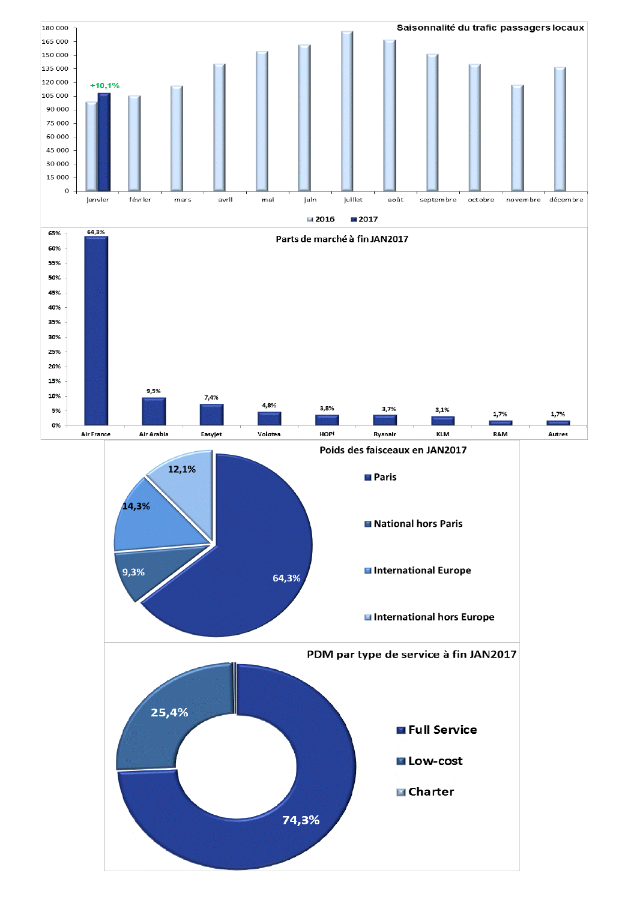Saisonnalité du trafic passagers locaux

180 000
165 000
150 000
135 000
120 000
105 000
90 000
75 000
60 000
45 000
30 000
15 000
0

+10,1%

janvier février mars avril mai juin juillet août septembre octobre novembre décembre

2016 2017

Parts de marché à fin JAN2017

65%
60%
55%
50%
45%
40%
35%
30%
25%
20%
15%
10%
5%
0%

64,3% 9,5% 7,4% 4,8% 3,8% 3,7% 3,1% 1,7% 1,7%

Air France Air Arabia Easyjet Volotea HOP! Ryanair KLM RAM Autres

Poids des faisceaux en JAN2017

Paris
National hors Paris
International Europe
International hors Europe

64,3%
9,3%
14,3%
12,1%

PDM par type de service à fin JAN2017

Full Service
Low-cost
Charter

74,3%
25,4%